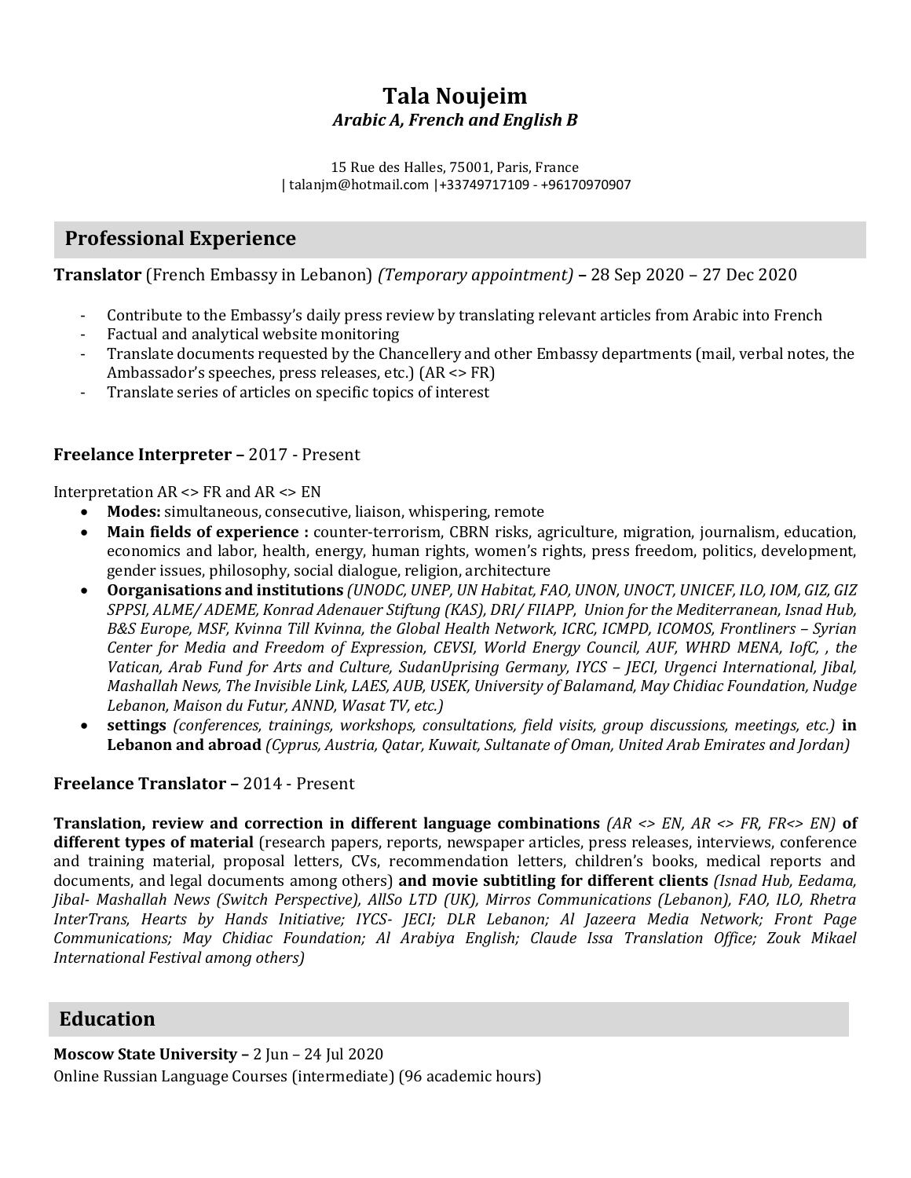# Tala Noujeim

***Arabic A, French and English B***

15 Rue des Halles, 75001, Paris, France
| talanjm@hotmail.com |+33749717109 - +96170970907

## Professional Experience

**Translator** (French Embassy in Lebanon) *(Temporary appointment)* **–** 28 Sep 2020 – 27 Dec 2020

- Contribute to the Embassy's daily press review by translating relevant articles from Arabic into French
- Factual and analytical website monitoring
- Translate documents requested by the Chancellery and other Embassy departments (mail, verbal notes, the Ambassador's speeches, press releases, etc.) (AR <> FR)
- Translate series of articles on specific topics of interest

**Freelance Interpreter –** 2017 - Present

Interpretation AR <> FR and AR <> EN

- **Modes:** simultaneous, consecutive, liaison, whispering, remote
- **Main fields of experience :** counter-terrorism, CBRN risks, agriculture, migration, journalism, education, economics and labor, health, energy, human rights, women's rights, press freedom, politics, development, gender issues, philosophy, social dialogue, religion, architecture
- **Oorganisations and institutions** *(UNODC, UNEP, UN Habitat, FAO, UNON, UNOCT, UNICEF, ILO, IOM, GIZ, GIZ SPPSI, ALME/ ADEME, Konrad Adenauer Stiftung (KAS), DRI/ FIIAPP, Union for the Mediterranean, Isnad Hub, B&S Europe, MSF, Kvinna Till Kvinna, the Global Health Network, ICRC, ICMPD, ICOMOS, Frontliners – Syrian Center for Media and Freedom of Expression, CEVSI, World Energy Council, AUF, WHRD MENA, IofC, , the Vatican, Arab Fund for Arts and Culture, SudanUprising Germany, IYCS – JECI, Urgenci International, Jibal, Mashallah News, The Invisible Link, LAES, AUB, USEK, University of Balamand, May Chidiac Foundation, Nudge Lebanon, Maison du Futur, ANND, Wasat TV, etc.)*
- **settings** *(conferences, trainings, workshops, consultations, field visits, group discussions, meetings, etc.)* **in Lebanon and abroad** *(Cyprus, Austria, Qatar, Kuwait, Sultanate of Oman, United Arab Emirates and Jordan)*

**Freelance Translator –** 2014 - Present

**Translation, review and correction in different language combinations** *(AR <> EN, AR <> FR, FR<> EN)* **of different types of material** (research papers, reports, newspaper articles, press releases, interviews, conference and training material, proposal letters, CVs, recommendation letters, children's books, medical reports and documents, and legal documents among others) **and movie subtitling for different clients** *(Isnad Hub, Eedama, Jibal- Mashallah News (Switch Perspective), AllSo LTD (UK), Mirros Communications (Lebanon), FAO, ILO, Rhetra InterTrans, Hearts by Hands Initiative; IYCS- JECI; DLR Lebanon; Al Jazeera Media Network; Front Page Communications; May Chidiac Foundation; Al Arabiya English; Claude Issa Translation Office; Zouk Mikael International Festival among others)*

## Education

**Moscow State University –** 2 Jun – 24 Jul 2020
Online Russian Language Courses (intermediate) (96 academic hours)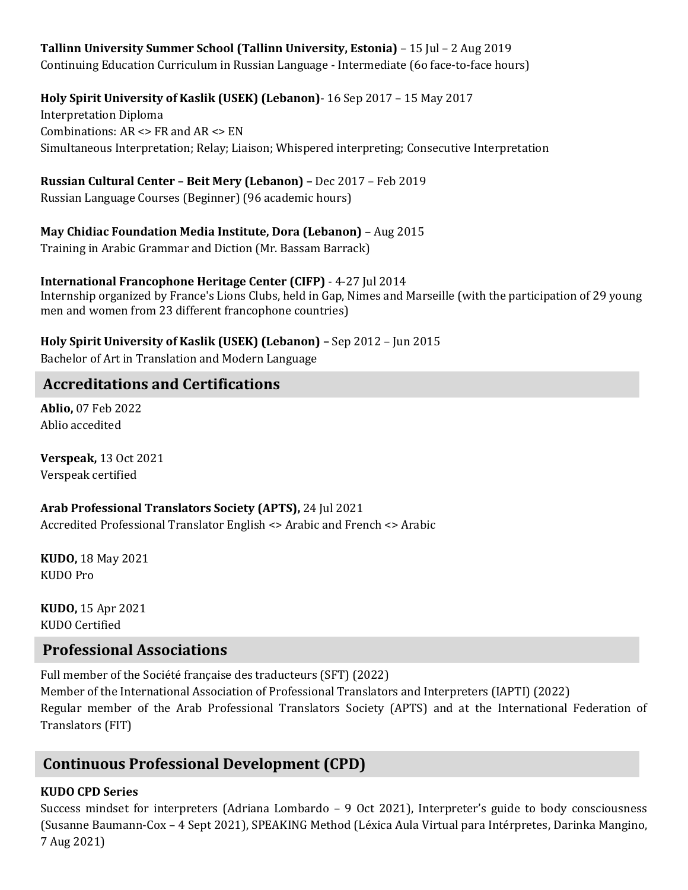**Tallinn University Summer School (Tallinn University, Estonia)** – 15 Jul – 2 Aug 2019
Continuing Education Curriculum in Russian Language - Intermediate (6o face-to-face hours)

**Holy Spirit University of Kaslik (USEK) (Lebanon)**- 16 Sep 2017 – 15 May 2017
Interpretation Diploma
Combinations: AR <> FR and AR <> EN
Simultaneous Interpretation; Relay; Liaison; Whispered interpreting; Consecutive Interpretation

**Russian Cultural Center – Beit Mery (Lebanon) –** Dec 2017 – Feb 2019
Russian Language Courses (Beginner) (96 academic hours)

**May Chidiac Foundation Media Institute, Dora (Lebanon)** – Aug 2015
Training in Arabic Grammar and Diction (Mr. Bassam Barrack)

**International Francophone Heritage Center (CIFP)** - 4-27 Jul 2014
Internship organized by France's Lions Clubs, held in Gap, Nimes and Marseille (with the participation of 29 young men and women from 23 different francophone countries)

**Holy Spirit University of Kaslik (USEK) (Lebanon) –** Sep 2012 – Jun 2015
Bachelor of Art in Translation and Modern Language

## Accreditations and Certifications

**Ablio,** 07 Feb 2022
Ablio accedited

**Verspeak,** 13 Oct 2021
Verspeak certified

**Arab Professional Translators Society (APTS),** 24 Jul 2021
Accredited Professional Translator English <> Arabic and French <> Arabic

**KUDO,** 18 May 2021
KUDO Pro

**KUDO,** 15 Apr 2021
KUDO Certified

## Professional Associations

Full member of the Société française des traducteurs (SFT) (2022)
Member of the International Association of Professional Translators and Interpreters (IAPTI) (2022)
Regular member of the Arab Professional Translators Society (APTS) and at the International Federation of Translators (FIT)

## Continuous Professional Development (CPD)

**KUDO CPD Series**
Success mindset for interpreters (Adriana Lombardo – 9 Oct 2021), Interpreter's guide to body consciousness (Susanne Baumann-Cox – 4 Sept 2021), SPEAKING Method (Léxica Aula Virtual para Intérpretes, Darinka Mangino, 7 Aug 2021)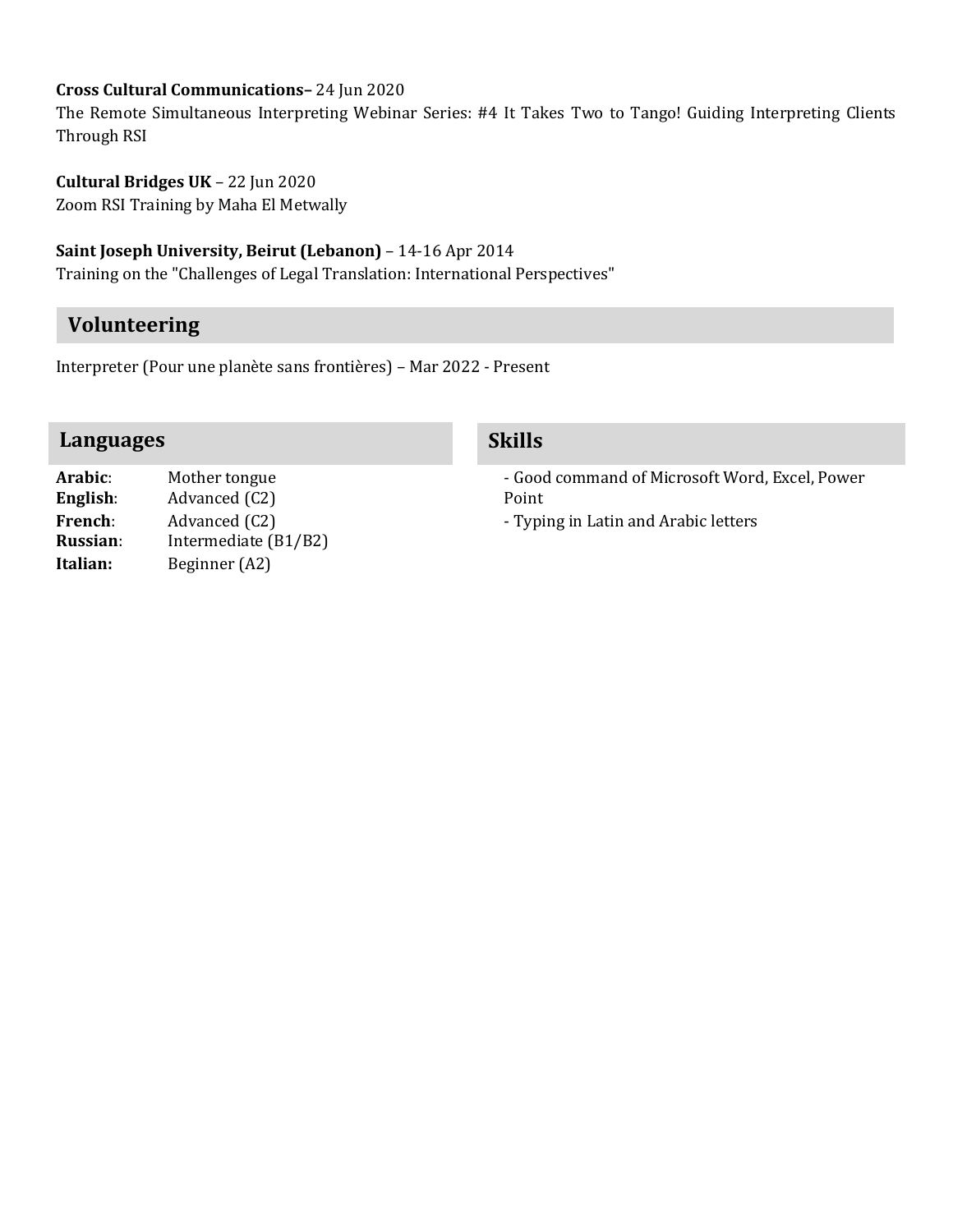**Cross Cultural Communications–** 24 Jun 2020
The Remote Simultaneous Interpreting Webinar Series: #4 It Takes Two to Tango! Guiding Interpreting Clients Through RSI

**Cultural Bridges UK** – 22 Jun 2020
Zoom RSI Training by Maha El Metwally

**Saint Joseph University, Beirut (Lebanon)** – 14-16 Apr 2014
Training on the "Challenges of Legal Translation: International Perspectives"

## Volunteering

Interpreter (Pour une planète sans frontières) – Mar 2022 - Present

## Languages

| | |
|---|---|
| **Arabic**: | Mother tongue |
| **English**: | Advanced (C2) |
| **French**: | Advanced (C2) |
| **Russian**: | Intermediate (B1/B2) |
| **Italian:** | Beginner (A2) |

## Skills

- Good command of Microsoft Word, Excel, Power Point
- Typing in Latin and Arabic letters